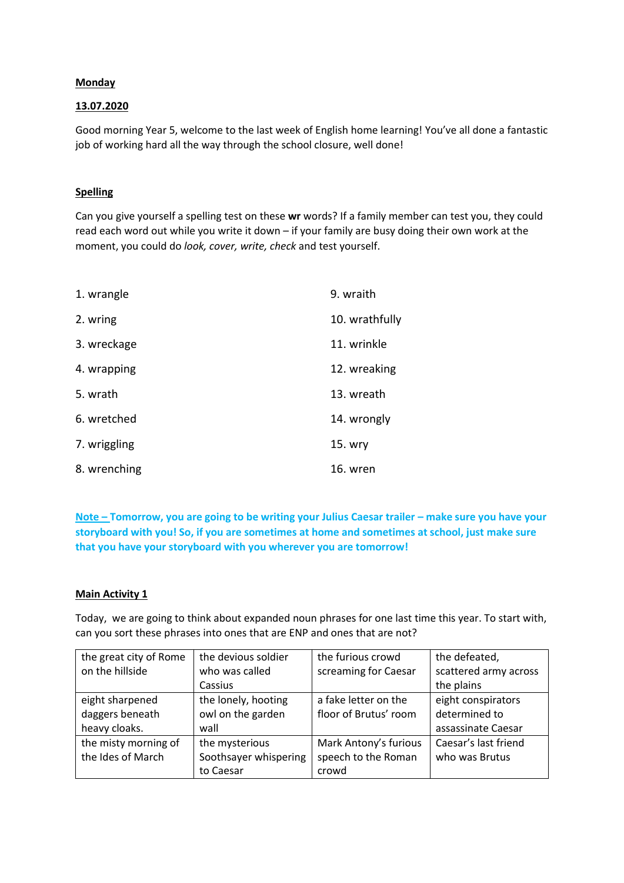**Monday**

**13.07.2020**

Good morning Year 5, welcome to the last week of English home learning! You've all done a fantastic job of working hard all the way through the school closure, well done!

**Spelling**

Can you give yourself a spelling test on these **wr** words? If a family member can test you, they could read each word out while you write it down – if your family are busy doing their own work at the moment, you could do *look, cover, write, check* and test yourself.

1. wrangle
2. wring
3. wreckage
4. wrapping
5. wrath
6. wretched
7. wriggling
8. wrenching
9. wraith
10. wrathfully
11. wrinkle
12. wreaking
13. wreath
14. wrongly
15. wry
16. wren

**Note – Tomorrow, you are going to be writing your Julius Caesar trailer – make sure you have your storyboard with you! So, if you are sometimes at home and sometimes at school, just make sure that you have your storyboard with you wherever you are tomorrow!**

**Main Activity 1**

Today, we are going to think about expanded noun phrases for one last time this year. To start with, can you sort these phrases into ones that are ENP and ones that are not?

| | | | |
|---|---|---|---|
| the great city of Rome on the hillside | the devious soldier who was called Cassius | the furious crowd screaming for Caesar | the defeated, scattered army across the plains |
| eight sharpened daggers beneath heavy cloaks. | the lonely, hooting owl on the garden wall | a fake letter on the floor of Brutus' room | eight conspirators determined to assassinate Caesar |
| the misty morning of the Ides of March | the mysterious Soothsayer whispering to Caesar | Mark Antony's furious speech to the Roman crowd | Caesar's last friend who was Brutus |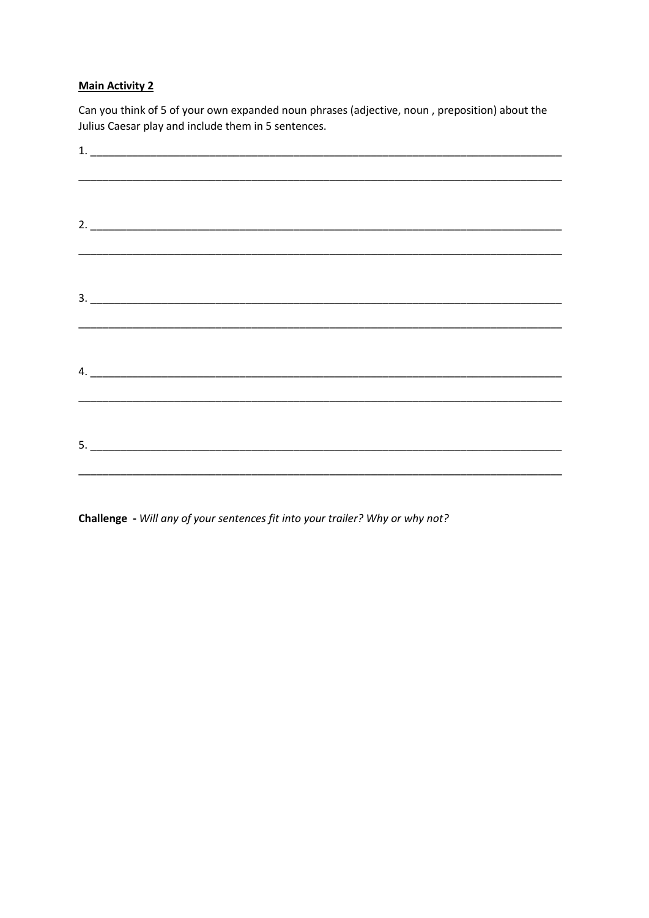**Main Activity 2**

Can you think of 5 of your own expanded noun phrases (adjective, noun , preposition) about the Julius Caesar play and include them in 5 sentences.

1. ______________________________________________________________________________

______________________________________________________________________________

2. ______________________________________________________________________________

______________________________________________________________________________

3. ______________________________________________________________________________

______________________________________________________________________________

4. ______________________________________________________________________________

______________________________________________________________________________

5. ______________________________________________________________________________

______________________________________________________________________________

**Challenge** - *Will any of your sentences fit into your trailer? Why or why not?*